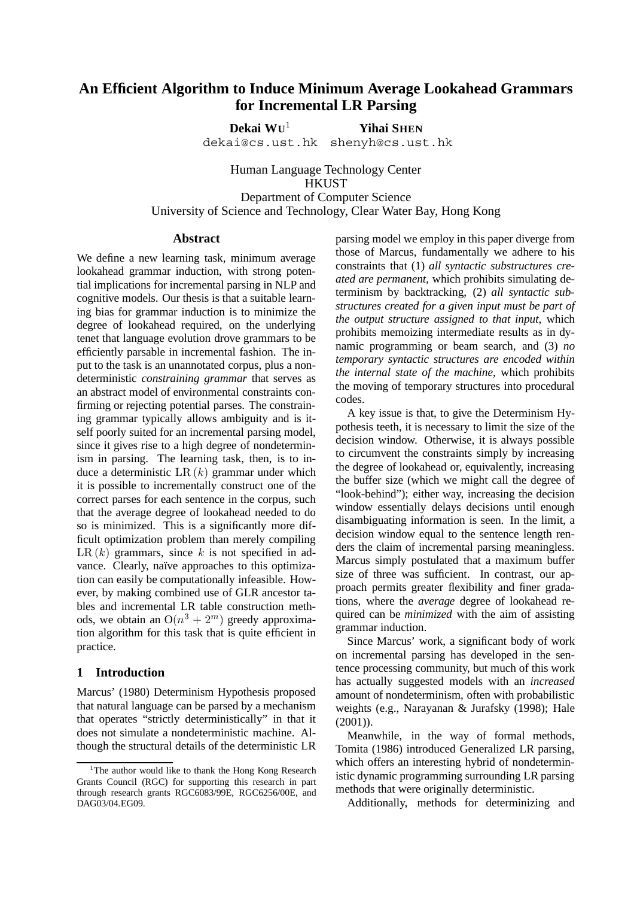# An Efficient Algorithm to Induce Minimum Average Lookahead Grammars for Incremental LR Parsing

**Dekai WU**[1] dekai@cs.ust.hk

**Yihai SHEN** shenyh@cs.ust.hk

Human Language Technology Center
HKUST
Department of Computer Science
University of Science and Technology, Clear Water Bay, Hong Kong

## Abstract

We define a new learning task, minimum average lookahead grammar induction, with strong potential implications for incremental parsing in NLP and cognitive models. Our thesis is that a suitable learning bias for grammar induction is to minimize the degree of lookahead required, on the underlying tenet that language evolution drove grammars to be efficiently parsable in incremental fashion. The input to the task is an unannotated corpus, plus a nondeterministic *constraining grammar* that serves as an abstract model of environmental constraints confirming or rejecting potential parses. The constraining grammar typically allows ambiguity and is itself poorly suited for an incremental parsing model, since it gives rise to a high degree of nondeterminism in parsing. The learning task, then, is to induce a deterministic $\mathrm{LR}(k)$ grammar under which it is possible to incrementally construct one of the correct parses for each sentence in the corpus, such that the average degree of lookahead needed to do so is minimized. This is a significantly more difficult optimization problem than merely compiling $\mathrm{LR}(k)$ grammars, since $k$ is not specified in advance. Clearly, naïve approaches to this optimization can easily be computationally infeasible. However, by making combined use of GLR ancestor tables and incremental LR table construction methods, we obtain an $\mathrm{O}(n^3 + 2^m)$ greedy approximation algorithm for this task that is quite efficient in practice.

## 1 Introduction

Marcus' (1980) Determinism Hypothesis proposed that natural language can be parsed by a mechanism that operates "strictly deterministically" in that it does not simulate a nondeterministic machine. Although the structural details of the deterministic LR parsing model we employ in this paper diverge from those of Marcus, fundamentally we adhere to his constraints that (1) *all syntactic substructures created are permanent*, which prohibits simulating determinism by backtracking, (2) *all syntactic substructures created for a given input must be part of the output structure assigned to that input*, which prohibits memoizing intermediate results as in dynamic programming or beam search, and (3) *no temporary syntactic structures are encoded within the internal state of the machine*, which prohibits the moving of temporary structures into procedural codes.

A key issue is that, to give the Determinism Hypothesis teeth, it is necessary to limit the size of the decision window. Otherwise, it is always possible to circumvent the constraints simply by increasing the degree of lookahead or, equivalently, increasing the buffer size (which we might call the degree of "look-behind"); either way, increasing the decision window essentially delays decisions until enough disambiguating information is seen. In the limit, a decision window equal to the sentence length renders the claim of incremental parsing meaningless. Marcus simply postulated that a maximum buffer size of three was sufficient. In contrast, our approach permits greater flexibility and finer gradations, where the *average* degree of lookahead required can be *minimized* with the aim of assisting grammar induction.

Since Marcus' work, a significant body of work on incremental parsing has developed in the sentence processing community, but much of this work has actually suggested models with an *increased* amount of nondeterminism, often with probabilistic weights (e.g., Narayanan & Jurafsky (1998); Hale (2001)).

Meanwhile, in the way of formal methods, Tomita (1986) introduced Generalized LR parsing, which offers an interesting hybrid of nondeterministic dynamic programming surrounding LR parsing methods that were originally deterministic.

Additionally, methods for determinizing and

[1] The author would like to thank the Hong Kong Research Grants Council (RGC) for supporting this research in part through research grants RGC6083/99E, RGC6256/00E, and DAG03/04.EG09.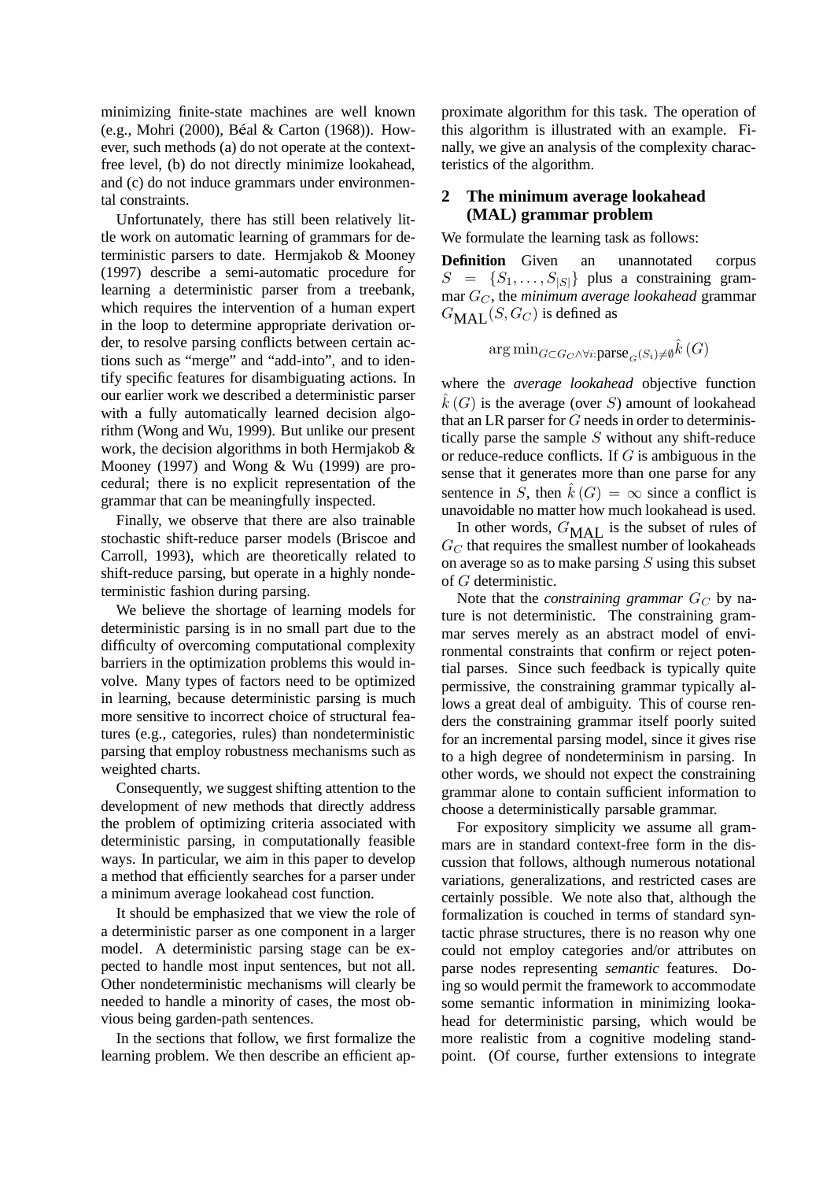minimizing finite-state machines are well known (e.g., Mohri (2000), Béal & Carton (1968)). However, such methods (a) do not operate at the context-free level, (b) do not directly minimize lookahead, and (c) do not induce grammars under environmental constraints.

Unfortunately, there has still been relatively little work on automatic learning of grammars for deterministic parsers to date. Hermjakob & Mooney (1997) describe a semi-automatic procedure for learning a deterministic parser from a treebank, which requires the intervention of a human expert in the loop to determine appropriate derivation order, to resolve parsing conflicts between certain actions such as "merge" and "add-into", and to identify specific features for disambiguating actions. In our earlier work we described a deterministic parser with a fully automatically learned decision algorithm (Wong and Wu, 1999). But unlike our present work, the decision algorithms in both Hermjakob & Mooney (1997) and Wong & Wu (1999) are procedural; there is no explicit representation of the grammar that can be meaningfully inspected.

Finally, we observe that there are also trainable stochastic shift-reduce parser models (Briscoe and Carroll, 1993), which are theoretically related to shift-reduce parsing, but operate in a highly nondeterministic fashion during parsing.

We believe the shortage of learning models for deterministic parsing is in no small part due to the difficulty of overcoming computational complexity barriers in the optimization problems this would involve. Many types of factors need to be optimized in learning, because deterministic parsing is much more sensitive to incorrect choice of structural features (e.g., categories, rules) than nondeterministic parsing that employ robustness mechanisms such as weighted charts.

Consequently, we suggest shifting attention to the development of new methods that directly address the problem of optimizing criteria associated with deterministic parsing, in computationally feasible ways. In particular, we aim in this paper to develop a method that efficiently searches for a parser under a minimum average lookahead cost function.

It should be emphasized that we view the role of a deterministic parser as one component in a larger model. A deterministic parsing stage can be expected to handle most input sentences, but not all. Other nondeterministic mechanisms will clearly be needed to handle a minority of cases, the most obvious being garden-path sentences.

In the sections that follow, we first formalize the learning problem. We then describe an efficient approximate algorithm for this task. The operation of this algorithm is illustrated with an example. Finally, we give an analysis of the complexity characteristics of the algorithm.

## 2 The minimum average lookahead (MAL) grammar problem

We formulate the learning task as follows:

**Definition** Given an unannotated corpus $S = \{S_1, \ldots, S_{|S|}\}$ plus a constraining grammar $G_C$, the *minimum average lookahead* grammar $G_{\text{MAL}}(S, G_C)$ is defined as

$$\arg\min_{G \subset G_C \wedge \forall i: \text{parse}_G(S_i) \neq \emptyset} \hat{k}\,(G)$$

where the *average lookahead* objective function $\hat{k}\,(G)$ is the average (over $S$) amount of lookahead that an LR parser for $G$ needs in order to deterministically parse the sample $S$ without any shift-reduce or reduce-reduce conflicts. If $G$ is ambiguous in the sense that it generates more than one parse for any sentence in $S$, then $\hat{k}\,(G) = \infty$ since a conflict is unavoidable no matter how much lookahead is used.

In other words, $G_{\text{MAL}}$ is the subset of rules of $G_C$ that requires the smallest number of lookaheads on average so as to make parsing $S$ using this subset of $G$ deterministic.

Note that the *constraining grammar* $G_C$ by nature is not deterministic. The constraining grammar serves merely as an abstract model of environmental constraints that confirm or reject potential parses. Since such feedback is typically quite permissive, the constraining grammar typically allows a great deal of ambiguity. This of course renders the constraining grammar itself poorly suited for an incremental parsing model, since it gives rise to a high degree of nondeterminism in parsing. In other words, we should not expect the constraining grammar alone to contain sufficient information to choose a deterministically parsable grammar.

For expository simplicity we assume all grammars are in standard context-free form in the discussion that follows, although numerous notational variations, generalizations, and restricted cases are certainly possible. We note also that, although the formalization is couched in terms of standard syntactic phrase structures, there is no reason why one could not employ categories and/or attributes on parse nodes representing *semantic* features. Doing so would permit the framework to accommodate some semantic information in minimizing lookahead for deterministic parsing, which would be more realistic from a cognitive modeling standpoint. (Of course, further extensions to integrate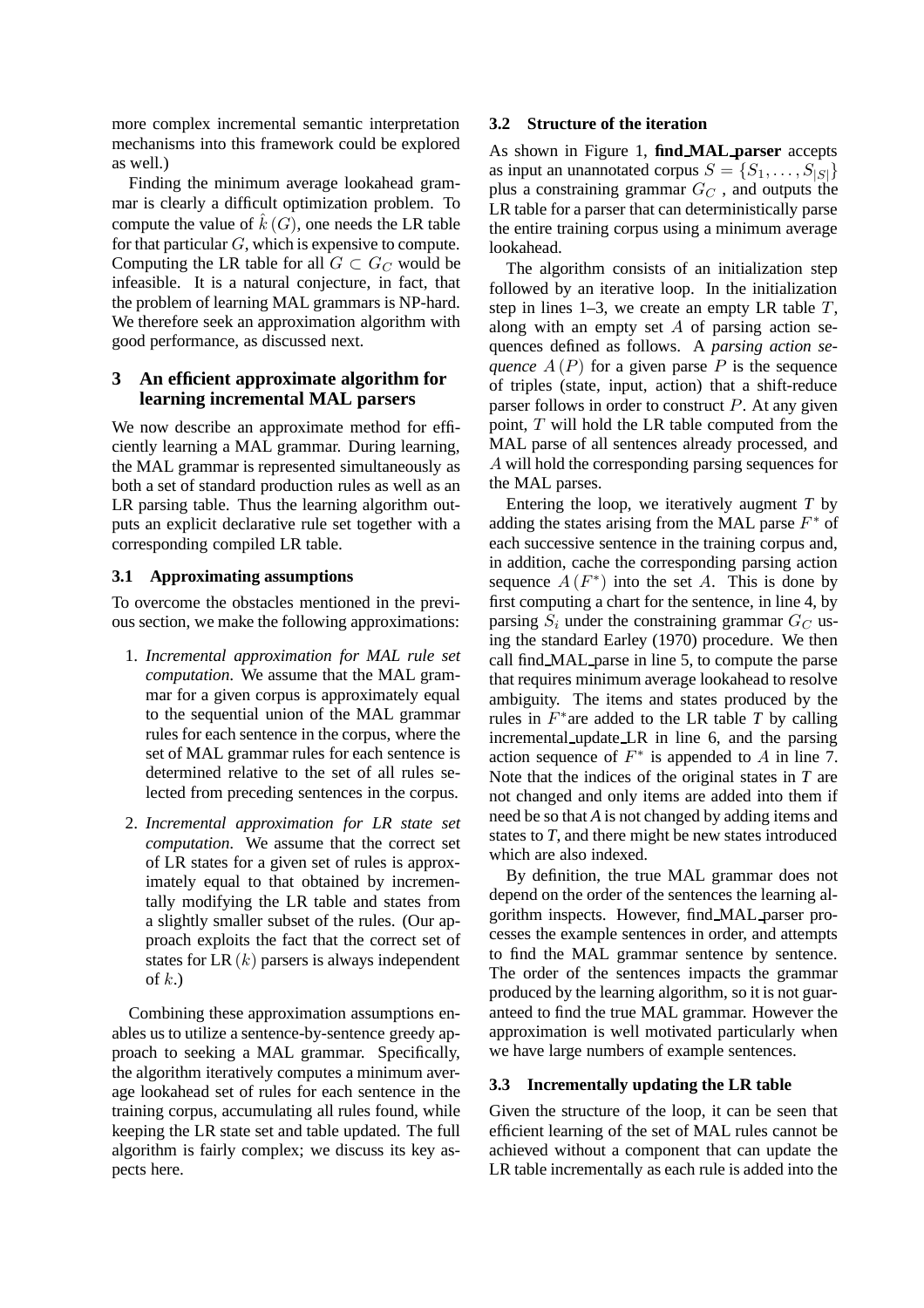more complex incremental semantic interpretation mechanisms into this framework could be explored as well.)

Finding the minimum average lookahead grammar is clearly a difficult optimization problem. To compute the value of $\hat{k}(G)$, one needs the LR table for that particular $G$, which is expensive to compute. Computing the LR table for all $G \subset G_C$ would be infeasible. It is a natural conjecture, in fact, that the problem of learning MAL grammars is NP-hard. We therefore seek an approximation algorithm with good performance, as discussed next.

## 3 An efficient approximate algorithm for learning incremental MAL parsers

We now describe an approximate method for efficiently learning a MAL grammar. During learning, the MAL grammar is represented simultaneously as both a set of standard production rules as well as an LR parsing table. Thus the learning algorithm outputs an explicit declarative rule set together with a corresponding compiled LR table.

### 3.1 Approximating assumptions

To overcome the obstacles mentioned in the previous section, we make the following approximations:

1. *Incremental approximation for MAL rule set computation.* We assume that the MAL grammar for a given corpus is approximately equal to the sequential union of the MAL grammar rules for each sentence in the corpus, where the set of MAL grammar rules for each sentence is determined relative to the set of all rules selected from preceding sentences in the corpus.

2. *Incremental approximation for LR state set computation.* We assume that the correct set of LR states for a given set of rules is approximately equal to that obtained by incrementally modifying the LR table and states from a slightly smaller subset of the rules. (Our approach exploits the fact that the correct set of states for LR $(k)$ parsers is always independent of $k$.)

Combining these approximation assumptions enables us to utilize a sentence-by-sentence greedy approach to seeking a MAL grammar. Specifically, the algorithm iteratively computes a minimum average lookahead set of rules for each sentence in the training corpus, accumulating all rules found, while keeping the LR state set and table updated. The full algorithm is fairly complex; we discuss its key aspects here.

### 3.2 Structure of the iteration

As shown in Figure 1, **find_MAL_parser** accepts as input an unannotated corpus $S = \{S_1, \ldots, S_{|S|}\}$ plus a constraining grammar $G_C$ , and outputs the LR table for a parser that can deterministically parse the entire training corpus using a minimum average lookahead.

The algorithm consists of an initialization step followed by an iterative loop. In the initialization step in lines 1–3, we create an empty LR table $T$, along with an empty set $A$ of parsing action sequences defined as follows. A *parsing action sequence* $A(P)$ for a given parse $P$ is the sequence of triples (state, input, action) that a shift-reduce parser follows in order to construct $P$. At any given point, $T$ will hold the LR table computed from the MAL parse of all sentences already processed, and $A$ will hold the corresponding parsing sequences for the MAL parses.

Entering the loop, we iteratively augment $T$ by adding the states arising from the MAL parse $F^*$ of each successive sentence in the training corpus and, in addition, cache the corresponding parsing action sequence $A(F^*)$ into the set $A$. This is done by first computing a chart for the sentence, in line 4, by parsing $S_i$ under the constraining grammar $G_C$ using the standard Earley (1970) procedure. We then call find_MAL_parse in line 5, to compute the parse that requires minimum average lookahead to resolve ambiguity. The items and states produced by the rules in $F^*$are added to the LR table $T$ by calling incremental_update_LR in line 6, and the parsing action sequence of $F^*$ is appended to $A$ in line 7. Note that the indices of the original states in $T$ are not changed and only items are added into them if need be so that $A$ is not changed by adding items and states to $T$, and there might be new states introduced which are also indexed.

By definition, the true MAL grammar does not depend on the order of the sentences the learning algorithm inspects. However, find_MAL_parser processes the example sentences in order, and attempts to find the MAL grammar sentence by sentence. The order of the sentences impacts the grammar produced by the learning algorithm, so it is not guaranteed to find the true MAL grammar. However the approximation is well motivated particularly when we have large numbers of example sentences.

### 3.3 Incrementally updating the LR table

Given the structure of the loop, it can be seen that efficient learning of the set of MAL rules cannot be achieved without a component that can update the LR table incrementally as each rule is added into the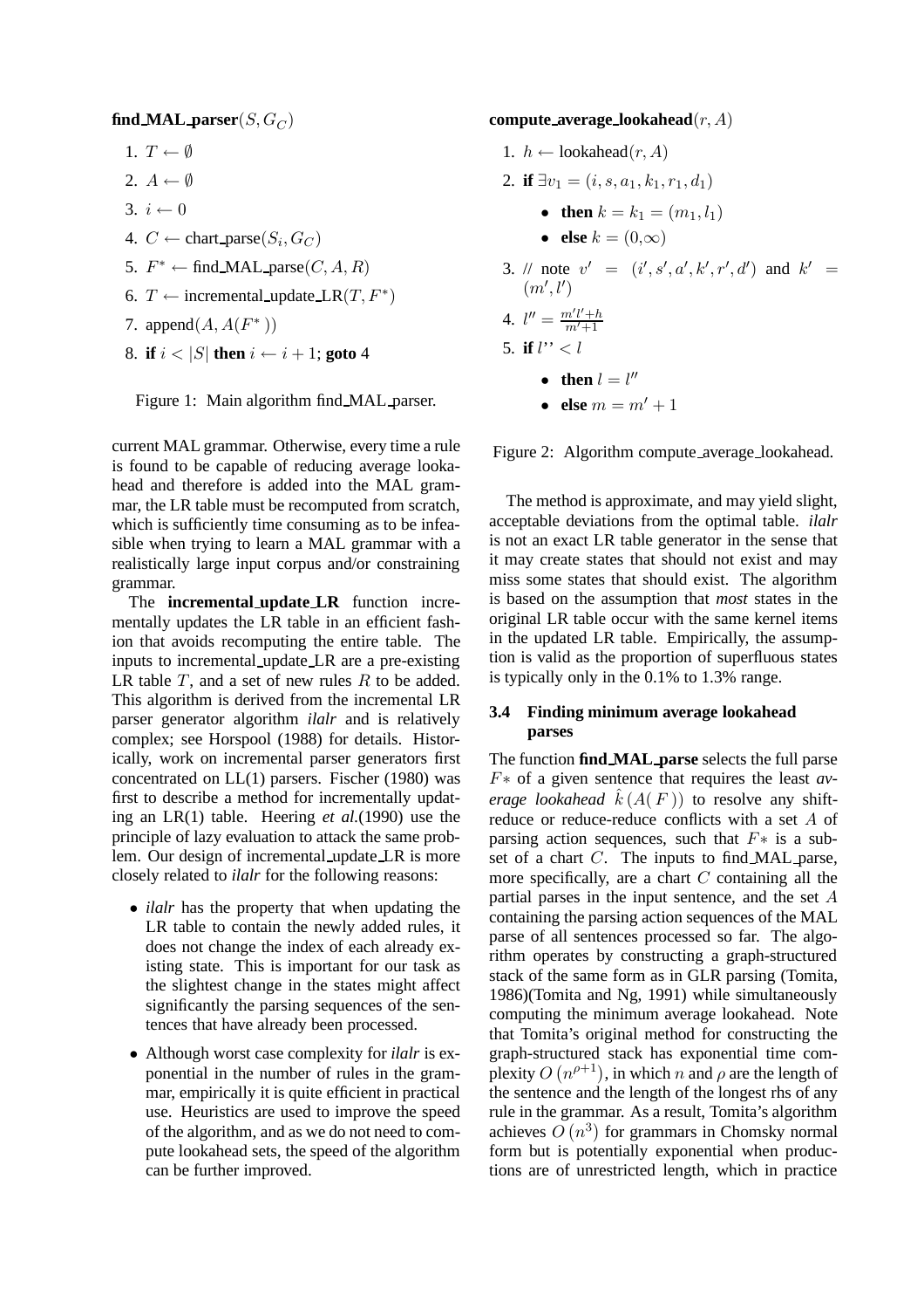**find_MAL_parser**$(S, G_C)$

1. $T \leftarrow \emptyset$
2. $A \leftarrow \emptyset$
3. $i \leftarrow 0$
4. $C \leftarrow$ chart_parse$(S_i, G_C)$
5. $F^* \leftarrow$ find_MAL_parse$(C, A, R)$
6. $T \leftarrow$ incremental_update_LR$(T, F^*)$
7. append$(A, A(F^*))$
8. **if** $i < |S|$ **then** $i \leftarrow i + 1$; **goto** 4

Figure 1: Main algorithm find_MAL_parser.

current MAL grammar. Otherwise, every time a rule is found to be capable of reducing average lookahead and therefore is added into the MAL grammar, the LR table must be recomputed from scratch, which is sufficiently time consuming as to be infeasible when trying to learn a MAL grammar with a realistically large input corpus and/or constraining grammar.

The **incremental_update_LR** function incrementally updates the LR table in an efficient fashion that avoids recomputing the entire table. The inputs to incremental_update_LR are a pre-existing LR table $T$, and a set of new rules $R$ to be added. This algorithm is derived from the incremental LR parser generator algorithm *ilalr* and is relatively complex; see Horspool (1988) for details. Historically, work on incremental parser generators first concentrated on LL(1) parsers. Fischer (1980) was first to describe a method for incrementally updating an LR(1) table. Heering *et al.*(1990) use the principle of lazy evaluation to attack the same problem. Our design of incremental_update_LR is more closely related to *ilalr* for the following reasons:

- *ilalr* has the property that when updating the LR table to contain the newly added rules, it does not change the index of each already existing state. This is important for our task as the slightest change in the states might affect significantly the parsing sequences of the sentences that have already been processed.
- Although worst case complexity for *ilalr* is exponential in the number of rules in the grammar, empirically it is quite efficient in practical use. Heuristics are used to improve the speed of the algorithm, and as we do not need to compute lookahead sets, the speed of the algorithm can be further improved.

**compute_average_lookahead**$(r, A)$

1. $h \leftarrow$ lookahead$(r, A)$
2. **if** $\exists v_1 = (i, s, a_1, k_1, r_1, d_1)$
   - **then** $k = k_1 = (m_1, l_1)$
   - **else** $k = (0, \infty)$
3. // note $v' = (i', s', a', k', r', d')$ and $k' = (m', l')$
4. $l'' = \frac{m'l' + h}{m' + 1}$
5. **if** $l'' < l$
   - **then** $l = l''$
   - **else** $m = m' + 1$

Figure 2: Algorithm compute_average_lookahead.

The method is approximate, and may yield slight, acceptable deviations from the optimal table. *ilalr* is not an exact LR table generator in the sense that it may create states that should not exist and may miss some states that should exist. The algorithm is based on the assumption that *most* states in the original LR table occur with the same kernel items in the updated LR table. Empirically, the assumption is valid as the proportion of superfluous states is typically only in the 0.1% to 1.3% range.

### 3.4 Finding minimum average lookahead parses

The function **find_MAL_parse** selects the full parse $F*$ of a given sentence that requires the least *average lookahead* $\hat{k}(A(F))$ to resolve any shift-reduce or reduce-reduce conflicts with a set $A$ of parsing action sequences, such that $F*$ is a subset of a chart $C$. The inputs to find_MAL_parse, more specifically, are a chart $C$ containing all the partial parses in the input sentence, and the set $A$ containing the parsing action sequences of the MAL parse of all sentences processed so far. The algorithm operates by constructing a graph-structured stack of the same form as in GLR parsing (Tomita, 1986)(Tomita and Ng, 1991) while simultaneously computing the minimum average lookahead. Note that Tomita's original method for constructing the graph-structured stack has exponential time complexity $O(n^{\rho+1})$, in which $n$ and $\rho$ are the length of the sentence and the length of the longest rhs of any rule in the grammar. As a result, Tomita's algorithm achieves $O(n^3)$ for grammars in Chomsky normal form but is potentially exponential when productions are of unrestricted length, which in practice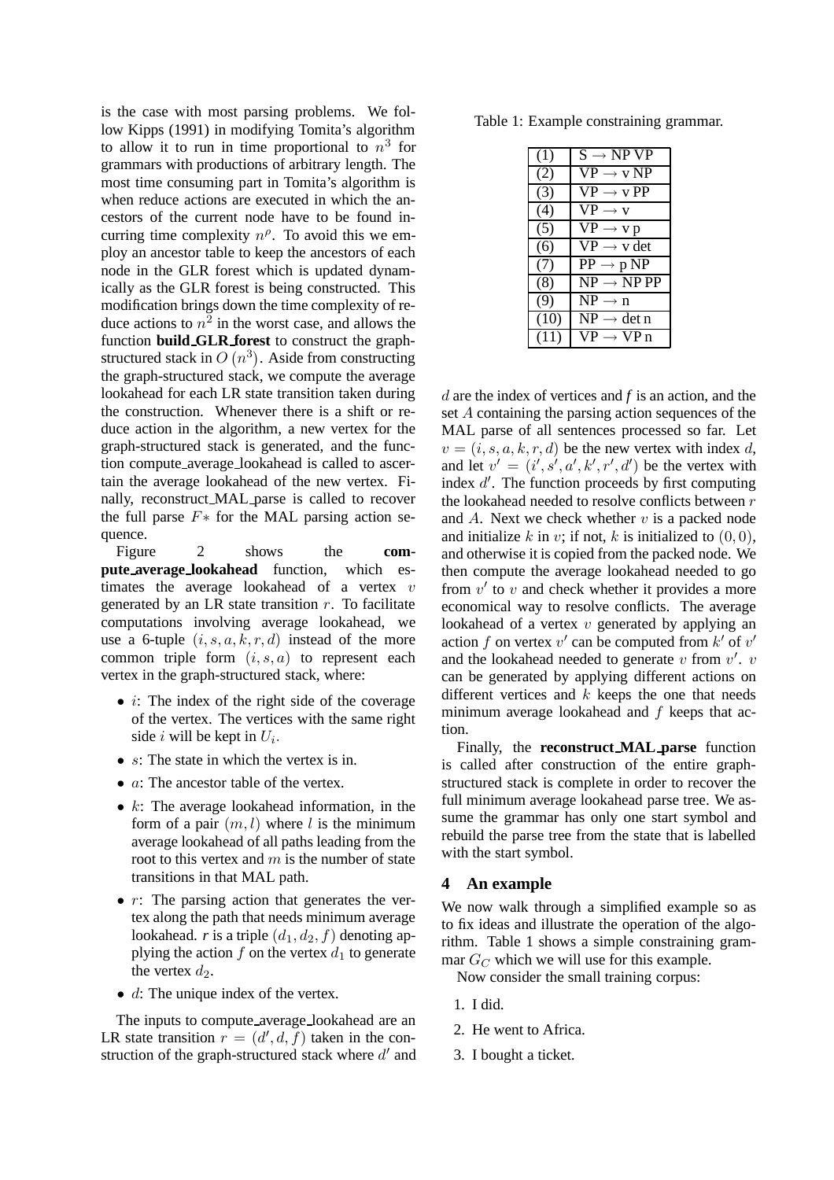is the case with most parsing problems. We follow Kipps (1991) in modifying Tomita's algorithm to allow it to run in time proportional to $n^3$ for grammars with productions of arbitrary length. The most time consuming part in Tomita's algorithm is when reduce actions are executed in which the ancestors of the current node have to be found incurring time complexity $n^\rho$. To avoid this we employ an ancestor table to keep the ancestors of each node in the GLR forest which is updated dynamically as the GLR forest is being constructed. This modification brings down the time complexity of reduce actions to $n^2$ in the worst case, and allows the function **build_GLR_forest** to construct the graph-structured stack in $O(n^3)$. Aside from constructing the graph-structured stack, we compute the average lookahead for each LR state transition taken during the construction. Whenever there is a shift or reduce action in the algorithm, a new vertex for the graph-structured stack is generated, and the function compute_average_lookahead is called to ascertain the average lookahead of the new vertex. Finally, reconstruct_MAL_parse is called to recover the full parse $F*$ for the MAL parsing action sequence.

Figure 2 shows the **compute_average_lookahead** function, which estimates the average lookahead of a vertex $v$ generated by an LR state transition $r$. To facilitate computations involving average lookahead, we use a 6-tuple $(i, s, a, k, r, d)$ instead of the more common triple form $(i, s, a)$ to represent each vertex in the graph-structured stack, where:

- $i$: The index of the right side of the coverage of the vertex. The vertices with the same right side $i$ will be kept in $U_i$.
- $s$: The state in which the vertex is in.
- $a$: The ancestor table of the vertex.
- $k$: The average lookahead information, in the form of a pair $(m, l)$ where $l$ is the minimum average lookahead of all paths leading from the root to this vertex and $m$ is the number of state transitions in that MAL path.
- $r$: The parsing action that generates the vertex along the path that needs minimum average lookahead. *r* is a triple $(d_1, d_2, f)$ denoting applying the action $f$ on the vertex $d_1$ to generate the vertex $d_2$.
- $d$: The unique index of the vertex.

The inputs to compute_average_lookahead are an LR state transition $r = (d', d, f)$ taken in the construction of the graph-structured stack where $d'$ and $d$ are the index of vertices and *f* is an action, and the set $A$ containing the parsing action sequences of the MAL parse of all sentences processed so far. Let $v = (i, s, a, k, r, d)$ be the new vertex with index $d$, and let $v' = (i', s', a', k', r', d')$ be the vertex with index $d'$. The function proceeds by first computing the lookahead needed to resolve conflicts between $r$ and $A$. Next we check whether $v$ is a packed node and initialize $k$ in $v$; if not, $k$ is initialized to $(0, 0)$, and otherwise it is copied from the packed node. We then compute the average lookahead needed to go from $v'$ to $v$ and check whether it provides a more economical way to resolve conflicts. The average lookahead of a vertex $v$ generated by applying an action $f$ on vertex $v'$ can be computed from $k'$ of $v'$ and the lookahead needed to generate $v$ from $v'$. $v$ can be generated by applying different actions on different vertices and $k$ keeps the one that needs minimum average lookahead and $f$ keeps that action.

Finally, the **reconstruct_MAL_parse** function is called after construction of the entire graph-structured stack is complete in order to recover the full minimum average lookahead parse tree. We assume the grammar has only one start symbol and rebuild the parse tree from the state that is labelled with the start symbol.

Table 1: Example constraining grammar.

| | |
|---|---|
| (1) | S → NP VP |
| (2) | VP → v NP |
| (3) | VP → v PP |
| (4) | VP → v |
| (5) | VP → v p |
| (6) | VP → v det |
| (7) | PP → p NP |
| (8) | NP → NP PP |
| (9) | NP → n |
| (10) | NP → det n |
| (11) | VP → VP n |

## 4 An example

We now walk through a simplified example so as to fix ideas and illustrate the operation of the algorithm. Table 1 shows a simple constraining grammar $G_C$ which we will use for this example.

Now consider the small training corpus:

1. I did.
2. He went to Africa.
3. I bought a ticket.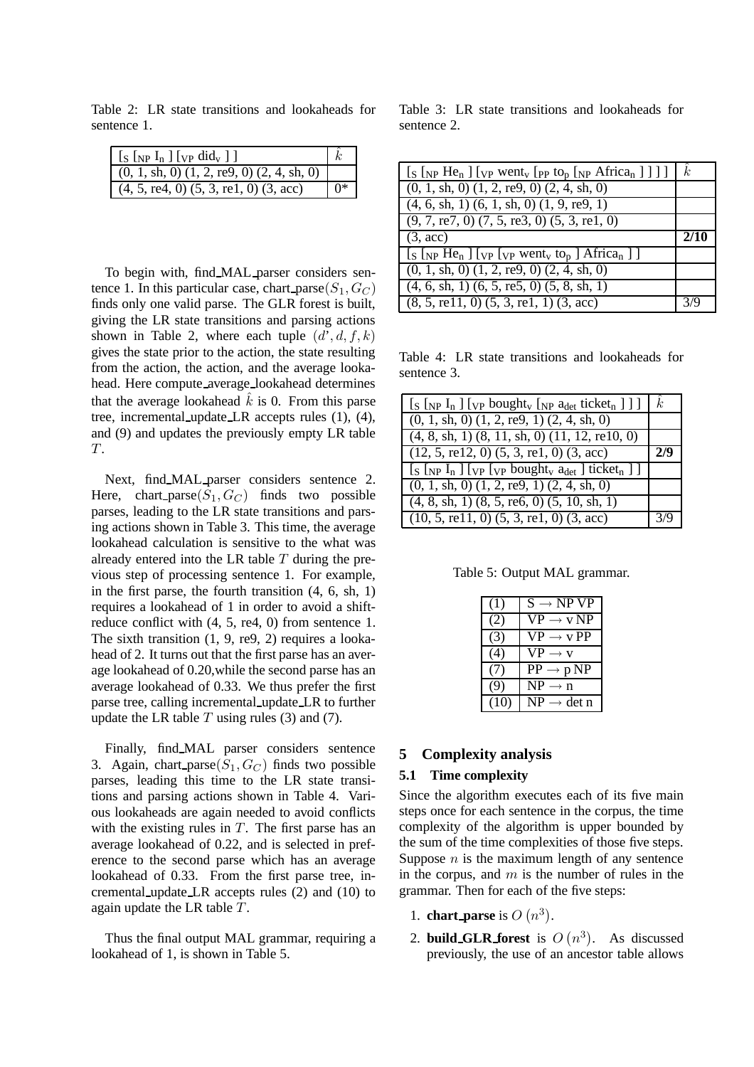Table 2: LR state transitions and lookaheads for sentence 1.

| $[_S\ [_{NP}\ I_n\ ]\ [_{VP}\ did_v\ ]\ ]$ | $\hat{k}$ |
|---|---|
| (0, 1, sh, 0) (1, 2, re9, 0) (2, 4, sh, 0) | |
| (4, 5, re4, 0) (5, 3, re1, 0) (3, acc) | 0* |

To begin with, find_MAL_parser considers sentence 1. In this particular case, chart_parse$(S_1, G_C)$ finds only one valid parse. The GLR forest is built, giving the LR state transitions and parsing actions shown in Table 2, where each tuple $(d', d, f, k)$ gives the state prior to the action, the state resulting from the action, the action, and the average lookahead. Here compute_average_lookahead determines that the average lookahead $\hat{k}$ is 0. From this parse tree, incremental_update_LR accepts rules (1), (4), and (9) and updates the previously empty LR table $T$.

Next, find_MAL_parser considers sentence 2. Here, chart_parse$(S_1, G_C)$ finds two possible parses, leading to the LR state transitions and parsing actions shown in Table 3. This time, the average lookahead calculation is sensitive to the what was already entered into the LR table $T$ during the previous step of processing sentence 1. For example, in the first parse, the fourth transition (4, 6, sh, 1) requires a lookahead of 1 in order to avoid a shift-reduce conflict with (4, 5, re4, 0) from sentence 1. The sixth transition (1, 9, re9, 2) requires a lookahead of 2. It turns out that the first parse has an average lookahead of 0.20,while the second parse has an average lookahead of 0.33. We thus prefer the first parse tree, calling incremental_update_LR to further update the LR table $T$ using rules (3) and (7).

Finally, find_MAL parser considers sentence 3. Again, chart_parse$(S_1, G_C)$ finds two possible parses, leading this time to the LR state transitions and parsing actions shown in Table 4. Various lookaheads are again needed to avoid conflicts with the existing rules in $T$. The first parse has an average lookahead of 0.22, and is selected in preference to the second parse which has an average lookahead of 0.33. From the first parse tree, incremental_update_LR accepts rules (2) and (10) to again update the LR table $T$.

Thus the final output MAL grammar, requiring a lookahead of 1, is shown in Table 5.

Table 3: LR state transitions and lookaheads for sentence 2.

| $[_S\ [_{NP}\ He_n\ ]\ [_{VP}\ went_v\ [_{PP}\ to_p\ [_{NP}\ Africa_n\ ]\ ]\ ]\ ]$ | $\hat{k}$ |
|---|---|
| (0, 1, sh, 0) (1, 2, re9, 0) (2, 4, sh, 0) | |
| (4, 6, sh, 1) (6, 1, sh, 0) (1, 9, re9, 1) | |
| (9, 7, re7, 0) (7, 5, re3, 0) (5, 3, re1, 0) | |
| (3, acc) | **2/10** |
| $[_S\ [_{NP}\ He_n\ ]\ [_{VP}\ [_{VP}\ went_v\ to_p\ ]\ Africa_n\ ]\ ]$ | |
| (0, 1, sh, 0) (1, 2, re9, 0) (2, 4, sh, 0) | |
| (4, 6, sh, 1) (6, 5, re5, 0) (5, 8, sh, 1) | |
| (8, 5, re11, 0) (5, 3, re1, 1) (3, acc) | 3/9 |

Table 4: LR state transitions and lookaheads for sentence 3.

| $[_S\ [_{NP}\ I_n\ ]\ [_{VP}\ bought_v\ [_{NP}\ a_{det}\ ticket_n\ ]\ ]\ ]$ | $\hat{k}$ |
|---|---|
| (0, 1, sh, 0) (1, 2, re9, 1) (2, 4, sh, 0) | |
| (4, 8, sh, 1) (8, 11, sh, 0) (11, 12, re10, 0) | |
| (12, 5, re12, 0) (5, 3, re1, 0) (3, acc) | **2/9** |
| $[_S\ [_{NP}\ I_n\ ]\ [_{VP}\ [_{VP}\ bought_v\ a_{det}\ ]\ ticket_n\ ]\ ]$ | |
| (0, 1, sh, 0) (1, 2, re9, 1) (2, 4, sh, 0) | |
| (4, 8, sh, 1) (8, 5, re6, 0) (5, 10, sh, 1) | |
| (10, 5, re11, 0) (5, 3, re1, 0) (3, acc) | 3/9 |

Table 5: Output MAL grammar.

| | |
|---|---|
| (1) | S → NP VP |
| (2) | VP → v NP |
| (3) | VP → v PP |
| (4) | VP → v |
| (7) | PP → p NP |
| (9) | NP → n |
| (10) | NP → det n |

## 5 Complexity analysis

### 5.1 Time complexity

Since the algorithm executes each of its five main steps once for each sentence in the corpus, the time complexity of the algorithm is upper bounded by the sum of the time complexities of those five steps. Suppose $n$ is the maximum length of any sentence in the corpus, and $m$ is the number of rules in the grammar. Then for each of the five steps:

1. **chart_parse** is $O(n^3)$.
2. **build_GLR_forest** is $O(n^3)$. As discussed previously, the use of an ancestor table allows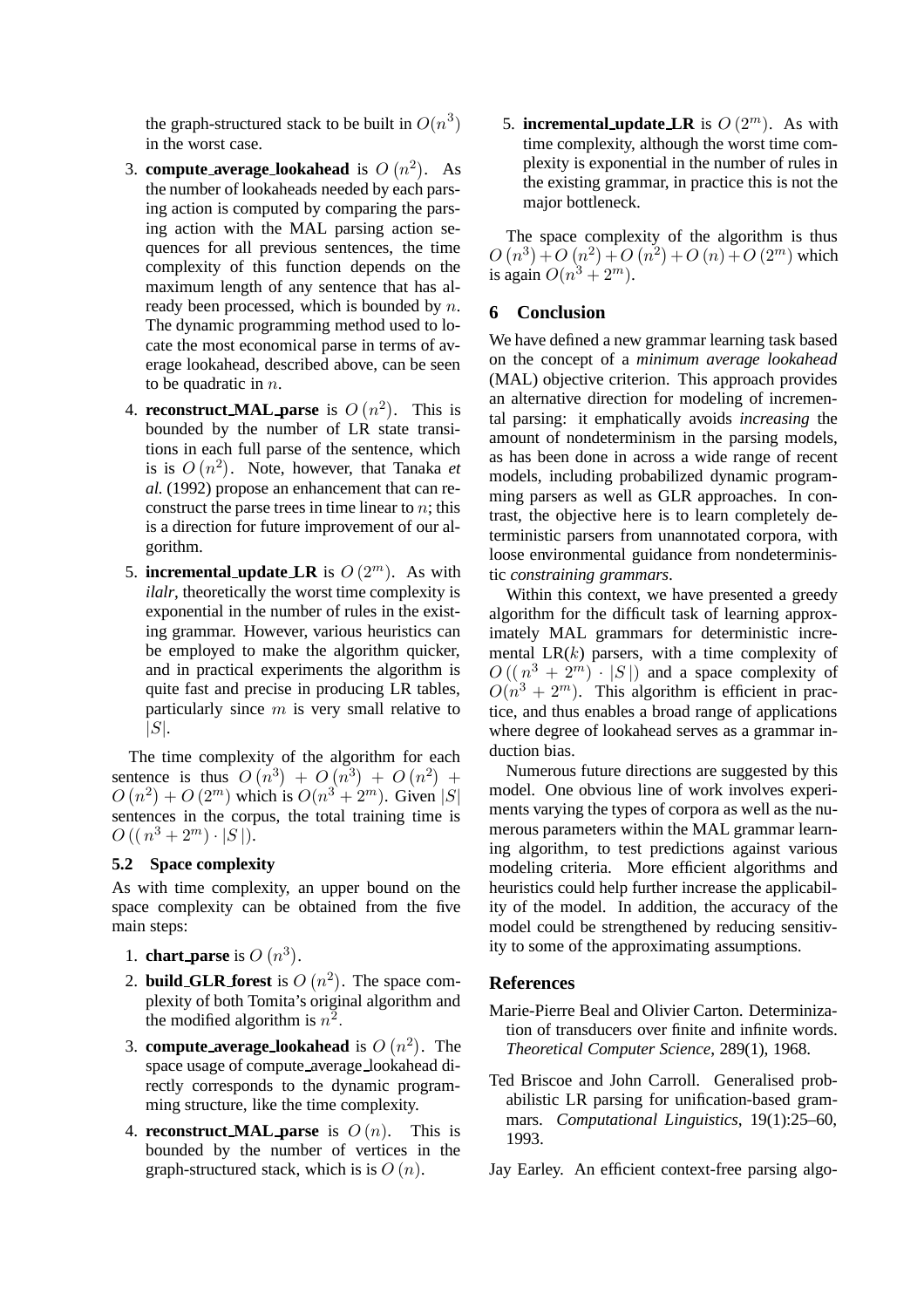the graph-structured stack to be built in $O(n^3)$ in the worst case.

3. **compute_average_lookahead** is $O(n^2)$. As the number of lookaheads needed by each parsing action is computed by comparing the parsing action with the MAL parsing action sequences for all previous sentences, the time complexity of this function depends on the maximum length of any sentence that has already been processed, which is bounded by $n$. The dynamic programming method used to locate the most economical parse in terms of average lookahead, described above, can be seen to be quadratic in $n$.
4. **reconstruct_MAL_parse** is $O(n^2)$. This is bounded by the number of LR state transitions in each full parse of the sentence, which is is $O(n^2)$. Note, however, that Tanaka *et al.* (1992) propose an enhancement that can reconstruct the parse trees in time linear to $n$; this is a direction for future improvement of our algorithm.
5. **incremental_update_LR** is $O(2^m)$. As with *ilalr*, theoretically the worst time complexity is exponential in the number of rules in the existing grammar. However, various heuristics can be employed to make the algorithm quicker, and in practical experiments the algorithm is quite fast and precise in producing LR tables, particularly since $m$ is very small relative to $|S|$.

The time complexity of the algorithm for each sentence is thus $O(n^3) + O(n^3) + O(n^2) + O(n^2) + O(2^m)$ which is $O(n^3 + 2^m)$. Given $|S|$ sentences in the corpus, the total training time is $O((n^3 + 2^m) \cdot |S|)$.

### 5.2 Space complexity

As with time complexity, an upper bound on the space complexity can be obtained from the five main steps:

1. **chart_parse** is $O(n^3)$.
2. **build_GLR_forest** is $O(n^2)$. The space complexity of both Tomita's original algorithm and the modified algorithm is $n^2$.
3. **compute_average_lookahead** is $O(n^2)$. The space usage of compute_average_lookahead directly corresponds to the dynamic programming structure, like the time complexity.
4. **reconstruct_MAL_parse** is $O(n)$. This is bounded by the number of vertices in the graph-structured stack, which is is $O(n)$.
5. **incremental_update_LR** is $O(2^m)$. As with time complexity, although the worst time complexity is exponential in the number of rules in the existing grammar, in practice this is not the major bottleneck.

The space complexity of the algorithm is thus $O(n^3) + O(n^2) + O(n^2) + O(n) + O(2^m)$ which is again $O(n^3 + 2^m)$.

## 6 Conclusion

We have defined a new grammar learning task based on the concept of a *minimum average lookahead* (MAL) objective criterion. This approach provides an alternative direction for modeling of incremental parsing: it emphatically avoids *increasing* the amount of nondeterminism in the parsing models, as has been done in across a wide range of recent models, including probabilized dynamic programming parsers as well as GLR approaches. In contrast, the objective here is to learn completely deterministic parsers from unannotated corpora, with loose environmental guidance from nondeterministic *constraining grammars*.

Within this context, we have presented a greedy algorithm for the difficult task of learning approximately MAL grammars for deterministic incremental LR($k$) parsers, with a time complexity of $O((n^3 + 2^m) \cdot |S|)$ and a space complexity of $O(n^3 + 2^m)$. This algorithm is efficient in practice, and thus enables a broad range of applications where degree of lookahead serves as a grammar induction bias.

Numerous future directions are suggested by this model. One obvious line of work involves experiments varying the types of corpora as well as the numerous parameters within the MAL grammar learning algorithm, to test predictions against various modeling criteria. More efficient algorithms and heuristics could help further increase the applicability of the model. In addition, the accuracy of the model could be strengthened by reducing sensitivity to some of the approximating assumptions.

## References

Marie-Pierre Beal and Olivier Carton. Determinization of transducers over finite and infinite words. *Theoretical Computer Science*, 289(1), 1968.

Ted Briscoe and John Carroll. Generalised probabilistic LR parsing for unification-based grammars. *Computational Linguistics*, 19(1):25–60, 1993.

Jay Earley. An efficient context-free parsing algo-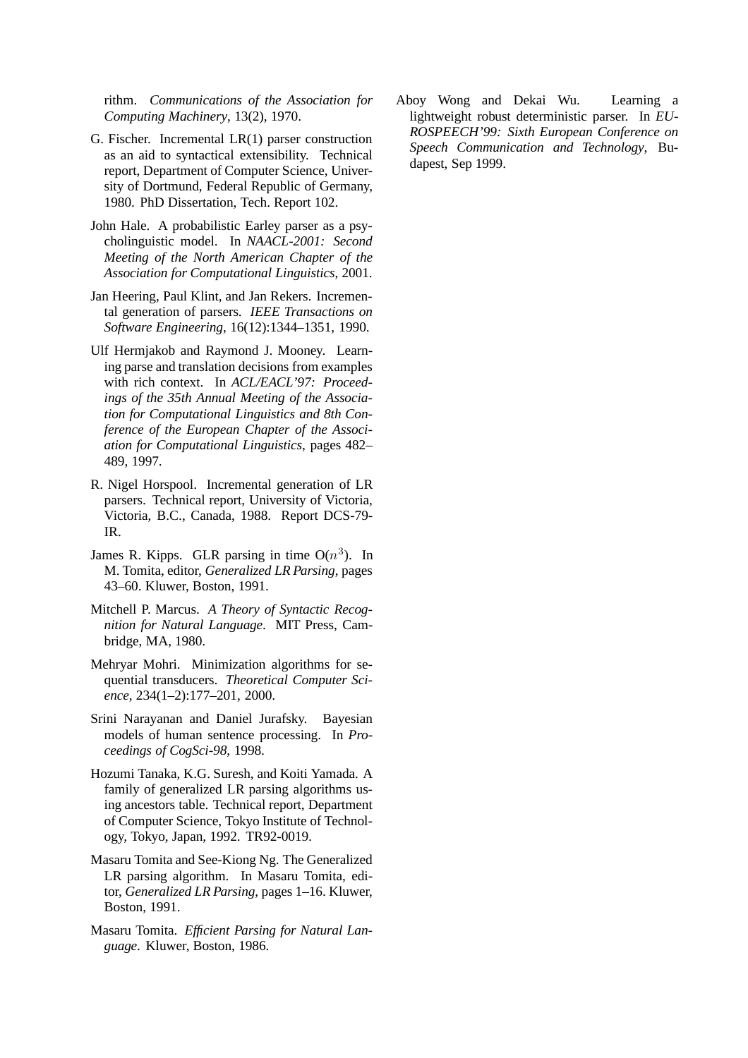rithm. *Communications of the Association for Computing Machinery*, 13(2), 1970.

G. Fischer. Incremental LR(1) parser construction as an aid to syntactical extensibility. Technical report, Department of Computer Science, University of Dortmund, Federal Republic of Germany, 1980. PhD Dissertation, Tech. Report 102.

John Hale. A probabilistic Earley parser as a psycholinguistic model. In *NAACL-2001: Second Meeting of the North American Chapter of the Association for Computational Linguistics*, 2001.

Jan Heering, Paul Klint, and Jan Rekers. Incremental generation of parsers. *IEEE Transactions on Software Engineering*, 16(12):1344–1351, 1990.

Ulf Hermjakob and Raymond J. Mooney. Learning parse and translation decisions from examples with rich context. In *ACL/EACL'97: Proceedings of the 35th Annual Meeting of the Association for Computational Linguistics and 8th Conference of the European Chapter of the Association for Computational Linguistics*, pages 482–489, 1997.

R. Nigel Horspool. Incremental generation of LR parsers. Technical report, University of Victoria, Victoria, B.C., Canada, 1988. Report DCS-79-IR.

James R. Kipps. GLR parsing in time O($n^3$). In M. Tomita, editor, *Generalized LR Parsing*, pages 43–60. Kluwer, Boston, 1991.

Mitchell P. Marcus. *A Theory of Syntactic Recognition for Natural Language*. MIT Press, Cambridge, MA, 1980.

Mehryar Mohri. Minimization algorithms for sequential transducers. *Theoretical Computer Science*, 234(1–2):177–201, 2000.

Srini Narayanan and Daniel Jurafsky. Bayesian models of human sentence processing. In *Proceedings of CogSci-98*, 1998.

Hozumi Tanaka, K.G. Suresh, and Koiti Yamada. A family of generalized LR parsing algorithms using ancestors table. Technical report, Department of Computer Science, Tokyo Institute of Technology, Tokyo, Japan, 1992. TR92-0019.

Masaru Tomita and See-Kiong Ng. The Generalized LR parsing algorithm. In Masaru Tomita, editor, *Generalized LR Parsing*, pages 1–16. Kluwer, Boston, 1991.

Masaru Tomita. *Efficient Parsing for Natural Language*. Kluwer, Boston, 1986.

Aboy Wong and Dekai Wu. Learning a lightweight robust deterministic parser. In *EUROSPEECH'99: Sixth European Conference on Speech Communication and Technology*, Budapest, Sep 1999.